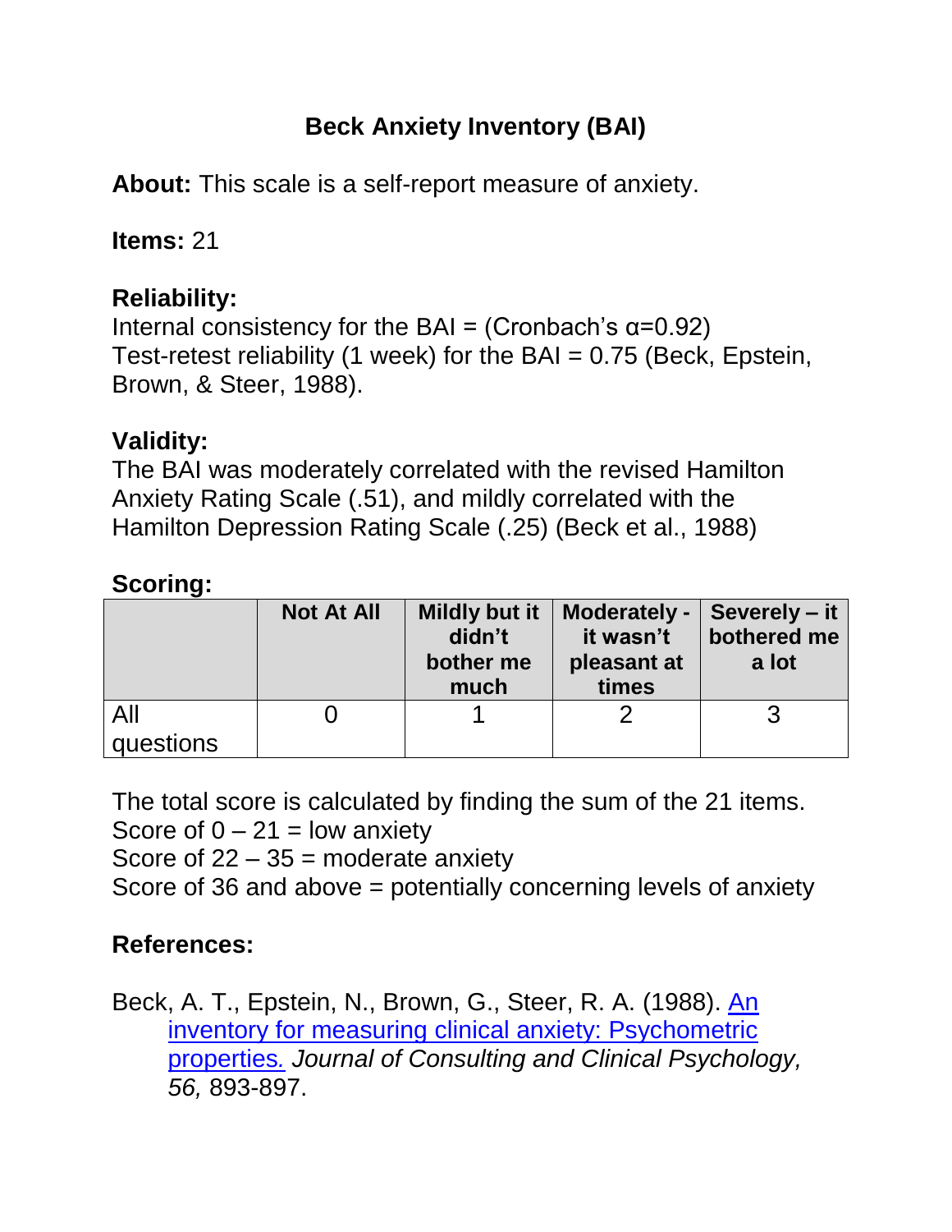# Beck Anxiety Inventory (BAI)

**About:** This scale is a self-report measure of anxiety.

**Items:** 21

**Reliability:**
Internal consistency for the BAI = (Cronbach's α=0.92)
Test-retest reliability (1 week) for the BAI = 0.75 (Beck, Epstein, Brown, & Steer, 1988).

**Validity:**
The BAI was moderately correlated with the revised Hamilton Anxiety Rating Scale (.51), and mildly correlated with the Hamilton Depression Rating Scale (.25) (Beck et al., 1988)

**Scoring:**

| | Not At All | Mildly but it didn't bother me much | Moderately - it wasn't pleasant at times | Severely – it bothered me a lot |
|---|---|---|---|---|
| All questions | 0 | 1 | 2 | 3 |

The total score is calculated by finding the sum of the 21 items.
Score of 0 – 21 = low anxiety
Score of 22 – 35 = moderate anxiety
Score of 36 and above = potentially concerning levels of anxiety

**References:**

Beck, A. T., Epstein, N., Brown, G., Steer, R. A. (1988). An inventory for measuring clinical anxiety: Psychometric properties. *Journal of Consulting and Clinical Psychology, 56,* 893-897.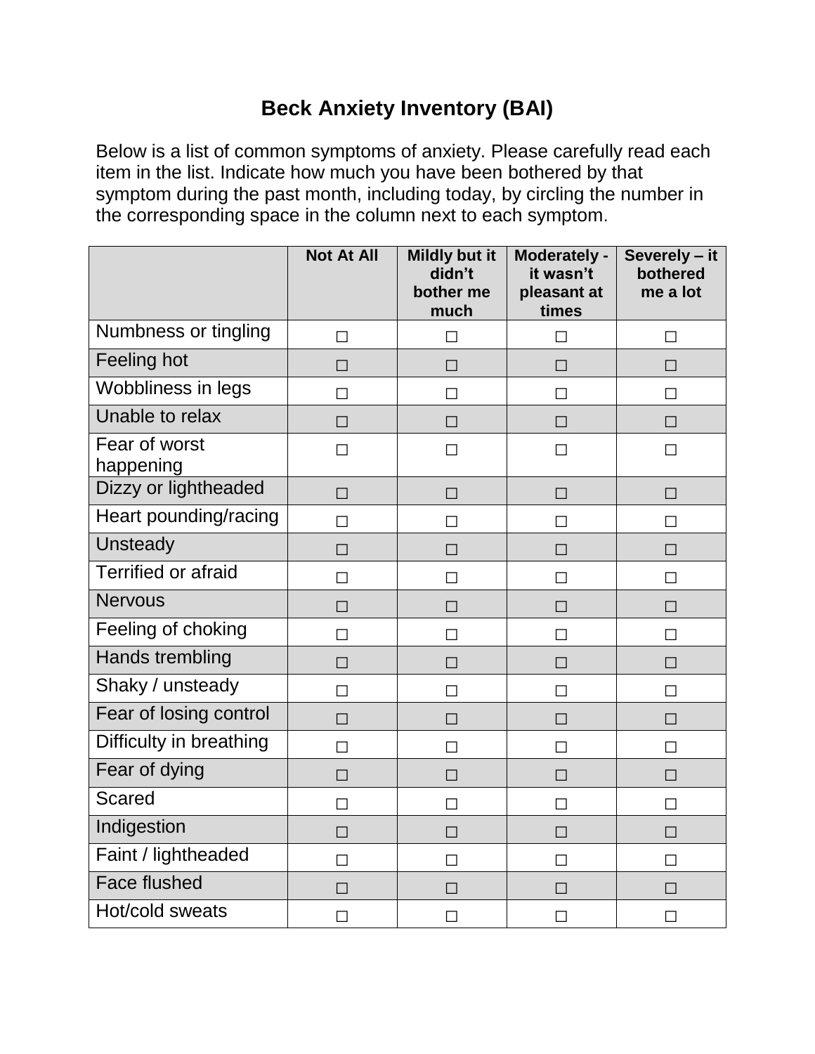# Beck Anxiety Inventory (BAI)

Below is a list of common symptoms of anxiety. Please carefully read each item in the list. Indicate how much you have been bothered by that symptom during the past month, including today, by circling the number in the corresponding space in the column next to each symptom.

| | Not At All | Mildly but it didn't bother me much | Moderately - it wasn't pleasant at times | Severely – it bothered me a lot |
|---|---|---|---|---|
| Numbness or tingling | ☐ | ☐ | ☐ | ☐ |
| Feeling hot | ☐ | ☐ | ☐ | ☐ |
| Wobbliness in legs | ☐ | ☐ | ☐ | ☐ |
| Unable to relax | ☐ | ☐ | ☐ | ☐ |
| Fear of worst happening | ☐ | ☐ | ☐ | ☐ |
| Dizzy or lightheaded | ☐ | ☐ | ☐ | ☐ |
| Heart pounding/racing | ☐ | ☐ | ☐ | ☐ |
| Unsteady | ☐ | ☐ | ☐ | ☐ |
| Terrified or afraid | ☐ | ☐ | ☐ | ☐ |
| Nervous | ☐ | ☐ | ☐ | ☐ |
| Feeling of choking | ☐ | ☐ | ☐ | ☐ |
| Hands trembling | ☐ | ☐ | ☐ | ☐ |
| Shaky / unsteady | ☐ | ☐ | ☐ | ☐ |
| Fear of losing control | ☐ | ☐ | ☐ | ☐ |
| Difficulty in breathing | ☐ | ☐ | ☐ | ☐ |
| Fear of dying | ☐ | ☐ | ☐ | ☐ |
| Scared | ☐ | ☐ | ☐ | ☐ |
| Indigestion | ☐ | ☐ | ☐ | ☐ |
| Faint / lightheaded | ☐ | ☐ | ☐ | ☐ |
| Face flushed | ☐ | ☐ | ☐ | ☐ |
| Hot/cold sweats | ☐ | ☐ | ☐ | ☐ |